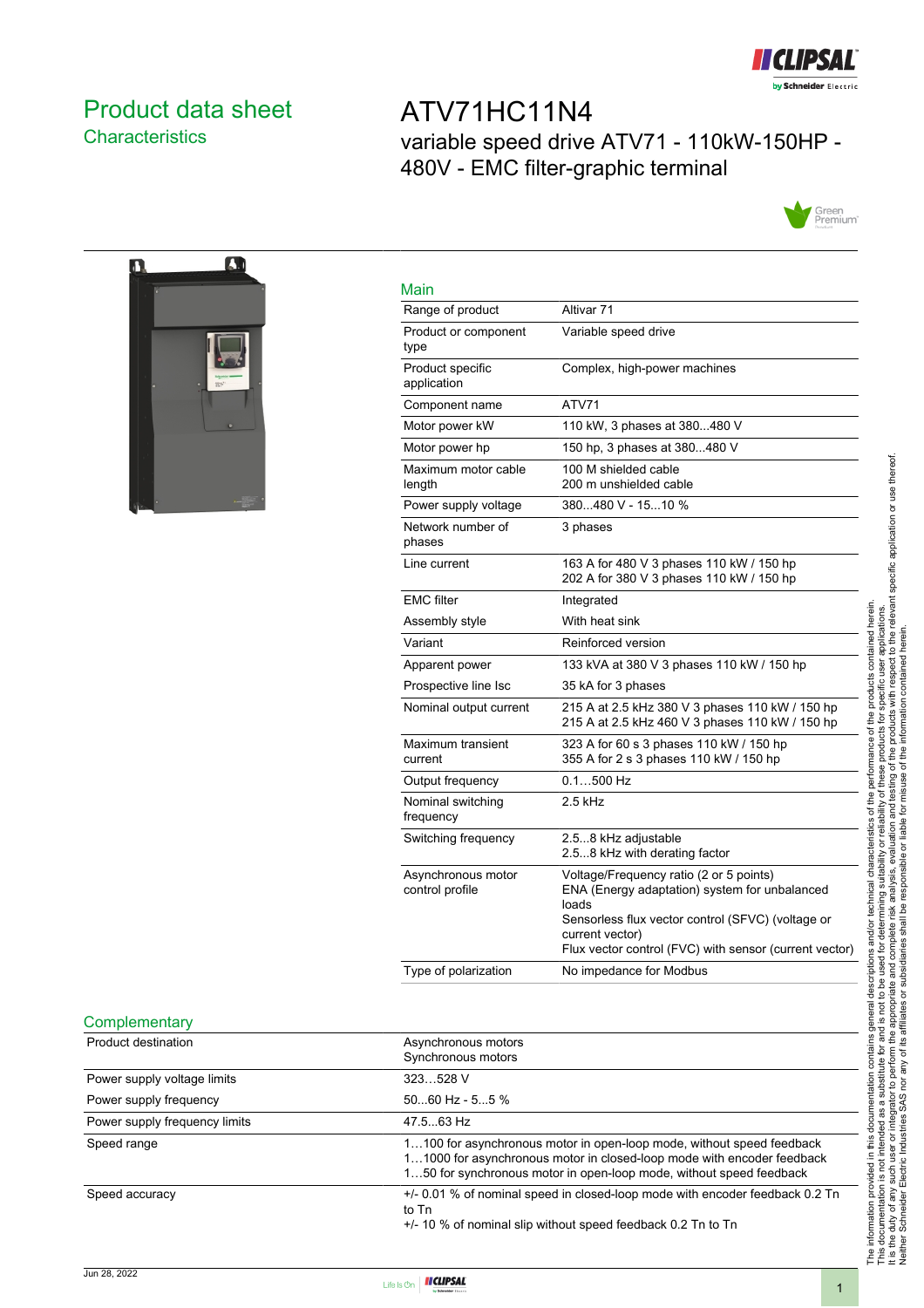# Product data sheet

## Characteristics

# ATV71HC11N4

variable speed drive ATV71 - 110kW-150HP - 480V - EMC filter-graphic terminal

## Main

| | |
|---|---|
| Range of product | Altivar 71 |
| Product or component type | Variable speed drive |
| Product specific application | Complex, high-power machines |
| Component name | ATV71 |
| Motor power kW | 110 kW, 3 phases at 380...480 V |
| Motor power hp | 150 hp, 3 phases at 380...480 V |
| Maximum motor cable length | 100 M shielded cable<br>200 m unshielded cable |
| Power supply voltage | 380...480 V - 15...10 % |
| Network number of phases | 3 phases |
| Line current | 163 A for 480 V 3 phases 110 kW / 150 hp<br>202 A for 380 V 3 phases 110 kW / 150 hp |
| EMC filter | Integrated |
| Assembly style | With heat sink |
| Variant | Reinforced version |
| Apparent power | 133 kVA at 380 V 3 phases 110 kW / 150 hp |
| Prospective line Isc | 35 kA for 3 phases |
| Nominal output current | 215 A at 2.5 kHz 380 V 3 phases 110 kW / 150 hp<br>215 A at 2.5 kHz 460 V 3 phases 110 kW / 150 hp |
| Maximum transient current | 323 A for 60 s 3 phases 110 kW / 150 hp<br>355 A for 2 s 3 phases 110 kW / 150 hp |
| Output frequency | 0.1…500 Hz |
| Nominal switching frequency | 2.5 kHz |
| Switching frequency | 2.5...8 kHz adjustable<br>2.5...8 kHz with derating factor |
| Asynchronous motor control profile | Voltage/Frequency ratio (2 or 5 points)<br>ENA (Energy adaptation) system for unbalanced loads<br>Sensorless flux vector control (SFVC) (voltage or current vector)<br>Flux vector control (FVC) with sensor (current vector) |
| Type of polarization | No impedance for Modbus |

## Complementary

| | |
|---|---|
| Product destination | Asynchronous motors<br>Synchronous motors |
| Power supply voltage limits | 323…528 V |
| Power supply frequency | 50...60 Hz - 5...5 % |
| Power supply frequency limits | 47.5...63 Hz |
| Speed range | 1…100 for asynchronous motor in open-loop mode, without speed feedback<br>1…1000 for asynchronous motor in closed-loop mode with encoder feedback<br>1…50 for synchronous motor in open-loop mode, without speed feedback |
| Speed accuracy | +/- 0.01 % of nominal speed in closed-loop mode with encoder feedback 0.2 Tn to Tn<br>+/- 10 % of nominal slip without speed feedback 0.2 Tn to Tn |

The information provided in this documentation contains general descriptions and/or technical characteristics of the performance of the products contained herein. This documentation is not intended as a substitute for and is not to be used for determining suitability or reliability of these products for specific user applications. It is the duty of any such user or integrator to perform the appropriate and complete risk analysis, evaluation and testing of the products with respect to the relevant specific application or use thereof. Neither Schneider Electric Industries SAS nor any of its affiliates or subsidiaries shall be responsible or liable for misuse of the information contained herein.

Jun 28, 2022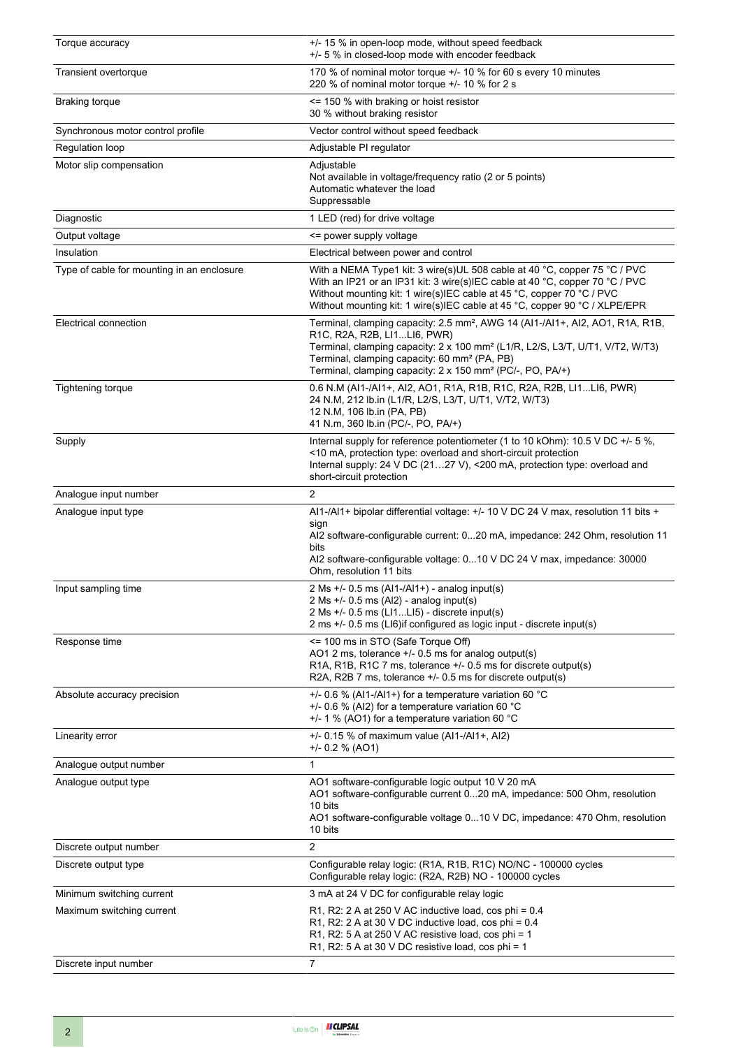| | |
|---|---|
| Torque accuracy | +/- 15 % in open-loop mode, without speed feedback<br>+/- 5 % in closed-loop mode with encoder feedback |
| Transient overtorque | 170 % of nominal motor torque +/- 10 % for 60 s every 10 minutes<br>220 % of nominal motor torque +/- 10 % for 2 s |
| Braking torque | <= 150 % with braking or hoist resistor<br>30 % without braking resistor |
| Synchronous motor control profile | Vector control without speed feedback |
| Regulation loop | Adjustable PI regulator |
| Motor slip compensation | Adjustable<br>Not available in voltage/frequency ratio (2 or 5 points)<br>Automatic whatever the load<br>Suppressable |
| Diagnostic | 1 LED (red) for drive voltage |
| Output voltage | <= power supply voltage |
| Insulation | Electrical between power and control |
| Type of cable for mounting in an enclosure | With a NEMA Type1 kit: 3 wire(s)UL 508 cable at 40 °C, copper 75 °C / PVC<br>With an IP21 or an IP31 kit: 3 wire(s)IEC cable at 40 °C, copper 70 °C / PVC<br>Without mounting kit: 1 wire(s)IEC cable at 45 °C, copper 70 °C / PVC<br>Without mounting kit: 1 wire(s)IEC cable at 45 °C, copper 90 °C / XLPE/EPR |
| Electrical connection | Terminal, clamping capacity: 2.5 mm², AWG 14 (AI1-/AI1+, AI2, AO1, R1A, R1B, R1C, R2A, R2B, LI1...LI6, PWR)<br>Terminal, clamping capacity: 2 x 100 mm² (L1/R, L2/S, L3/T, U/T1, V/T2, W/T3)<br>Terminal, clamping capacity: 60 mm² (PA, PB)<br>Terminal, clamping capacity: 2 x 150 mm² (PC/-, PO, PA/+) |
| Tightening torque | 0.6 N.M (AI1-/AI1+, AI2, AO1, R1A, R1B, R1C, R2A, R2B, LI1...LI6, PWR)<br>24 N.M, 212 lb.in (L1/R, L2/S, L3/T, U/T1, V/T2, W/T3)<br>12 N.M, 106 lb.in (PA, PB)<br>41 N.m, 360 lb.in (PC/-, PO, PA/+) |
| Supply | Internal supply for reference potentiometer (1 to 10 kOhm): 10.5 V DC +/- 5 %, <10 mA, protection type: overload and short-circuit protection<br>Internal supply: 24 V DC (21…27 V), <200 mA, protection type: overload and short-circuit protection |
| Analogue input number | 2 |
| Analogue input type | AI1-/AI1+ bipolar differential voltage: +/- 10 V DC 24 V max, resolution 11 bits + sign<br>AI2 software-configurable current: 0...20 mA, impedance: 242 Ohm, resolution 11 bits<br>AI2 software-configurable voltage: 0...10 V DC 24 V max, impedance: 30000 Ohm, resolution 11 bits |
| Input sampling time | 2 Ms +/- 0.5 ms (AI1-/AI1+) - analog input(s)<br>2 Ms +/- 0.5 ms (AI2) - analog input(s)<br>2 Ms +/- 0.5 ms (LI1...LI5) - discrete input(s)<br>2 ms +/- 0.5 ms (LI6)if configured as logic input - discrete input(s) |
| Response time | <= 100 ms in STO (Safe Torque Off)<br>AO1 2 ms, tolerance +/- 0.5 ms for analog output(s)<br>R1A, R1B, R1C 7 ms, tolerance +/- 0.5 ms for discrete output(s)<br>R2A, R2B 7 ms, tolerance +/- 0.5 ms for discrete output(s) |
| Absolute accuracy precision | +/- 0.6 % (AI1-/AI1+) for a temperature variation 60 °C<br>+/- 0.6 % (AI2) for a temperature variation 60 °C<br>+/- 1 % (AO1) for a temperature variation 60 °C |
| Linearity error | +/- 0.15 % of maximum value (AI1-/AI1+, AI2)<br>+/- 0.2 % (AO1) |
| Analogue output number | 1 |
| Analogue output type | AO1 software-configurable logic output 10 V 20 mA<br>AO1 software-configurable current 0...20 mA, impedance: 500 Ohm, resolution 10 bits<br>AO1 software-configurable voltage 0...10 V DC, impedance: 470 Ohm, resolution 10 bits |
| Discrete output number | 2 |
| Discrete output type | Configurable relay logic: (R1A, R1B, R1C) NO/NC - 100000 cycles<br>Configurable relay logic: (R2A, R2B) NO - 100000 cycles |
| Minimum switching current | 3 mA at 24 V DC for configurable relay logic |
| Maximum switching current | R1, R2: 2 A at 250 V AC inductive load, cos phi = 0.4<br>R1, R2: 2 A at 30 V DC inductive load, cos phi = 0.4<br>R1, R2: 5 A at 250 V AC resistive load, cos phi = 1<br>R1, R2: 5 A at 30 V DC resistive load, cos phi = 1 |
| Discrete input number | 7 |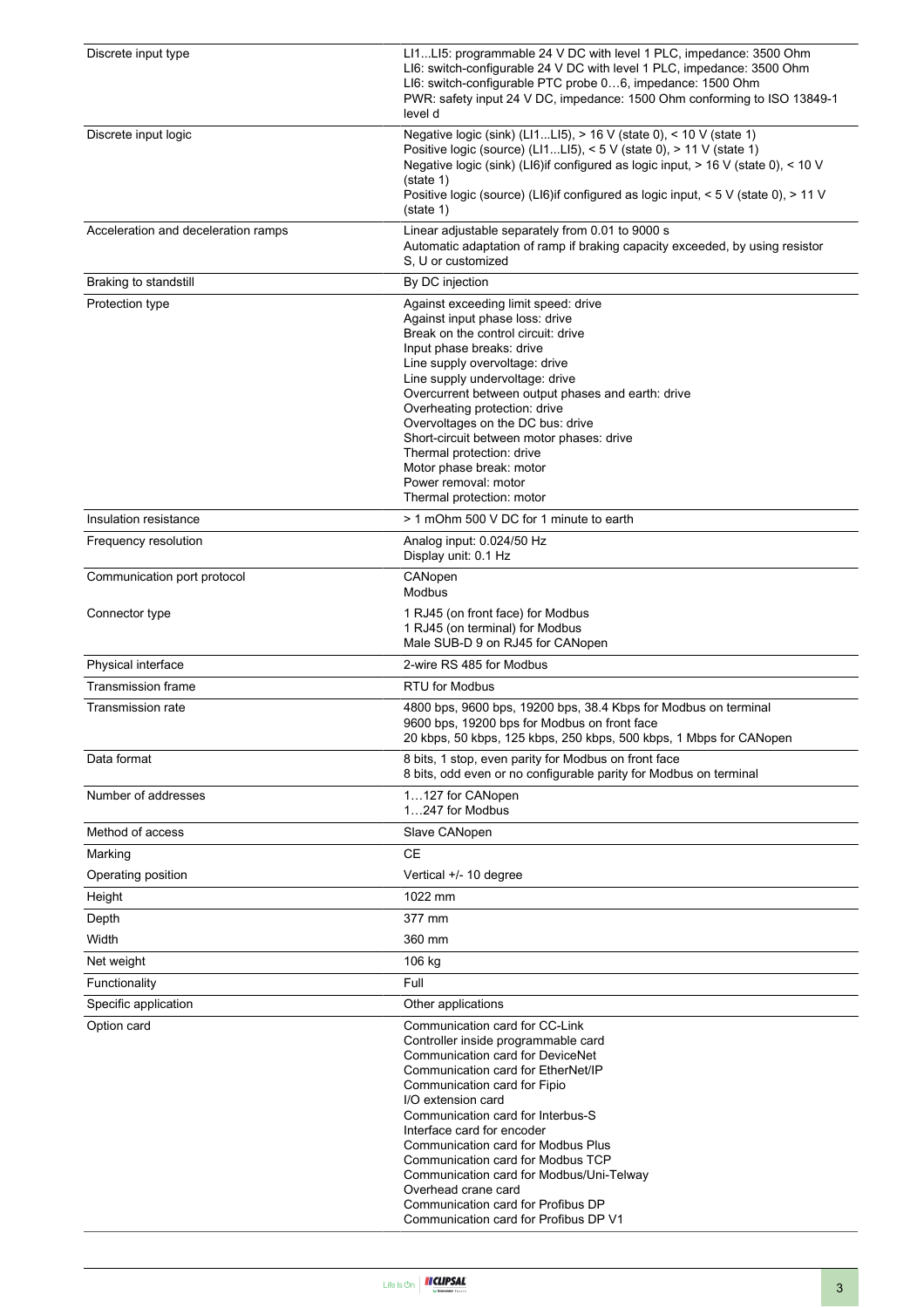| | |
|---|---|
| Discrete input type | LI1...LI5: programmable 24 V DC with level 1 PLC, impedance: 3500 Ohm<br>LI6: switch-configurable 24 V DC with level 1 PLC, impedance: 3500 Ohm<br>LI6: switch-configurable PTC probe 0…6, impedance: 1500 Ohm<br>PWR: safety input 24 V DC, impedance: 1500 Ohm conforming to ISO 13849-1 level d |
| Discrete input logic | Negative logic (sink) (LI1...LI5), > 16 V (state 0), < 10 V (state 1)<br>Positive logic (source) (LI1...LI5), < 5 V (state 0), > 11 V (state 1)<br>Negative logic (sink) (LI6)if configured as logic input, > 16 V (state 0), < 10 V (state 1)<br>Positive logic (source) (LI6)if configured as logic input, < 5 V (state 0), > 11 V (state 1) |
| Acceleration and deceleration ramps | Linear adjustable separately from 0.01 to 9000 s<br>Automatic adaptation of ramp if braking capacity exceeded, by using resistor S, U or customized |
| Braking to standstill | By DC injection |
| Protection type | Against exceeding limit speed: drive<br>Against input phase loss: drive<br>Break on the control circuit: drive<br>Input phase breaks: drive<br>Line supply overvoltage: drive<br>Line supply undervoltage: drive<br>Overcurrent between output phases and earth: drive<br>Overheating protection: drive<br>Overvoltages on the DC bus: drive<br>Short-circuit between motor phases: drive<br>Thermal protection: drive<br>Motor phase break: motor<br>Power removal: motor<br>Thermal protection: motor |
| Insulation resistance | > 1 mOhm 500 V DC for 1 minute to earth |
| Frequency resolution | Analog input: 0.024/50 Hz<br>Display unit: 0.1 Hz |
| Communication port protocol | CANopen<br>Modbus |
| Connector type | 1 RJ45 (on front face) for Modbus<br>1 RJ45 (on terminal) for Modbus<br>Male SUB-D 9 on RJ45 for CANopen |
| Physical interface | 2-wire RS 485 for Modbus |
| Transmission frame | RTU for Modbus |
| Transmission rate | 4800 bps, 9600 bps, 19200 bps, 38.4 Kbps for Modbus on terminal<br>9600 bps, 19200 bps for Modbus on front face<br>20 kbps, 50 kbps, 125 kbps, 250 kbps, 500 kbps, 1 Mbps for CANopen |
| Data format | 8 bits, 1 stop, even parity for Modbus on front face<br>8 bits, odd even or no configurable parity for Modbus on terminal |
| Number of addresses | 1…127 for CANopen<br>1…247 for Modbus |
| Method of access | Slave CANopen |
| Marking | CE |
| Operating position | Vertical +/- 10 degree |
| Height | 1022 mm |
| Depth | 377 mm |
| Width | 360 mm |
| Net weight | 106 kg |
| Functionality | Full |
| Specific application | Other applications |
| Option card | Communication card for CC-Link<br>Controller inside programmable card<br>Communication card for DeviceNet<br>Communication card for EtherNet/IP<br>Communication card for Fipio<br>I/O extension card<br>Communication card for Interbus-S<br>Interface card for encoder<br>Communication card for Modbus Plus<br>Communication card for Modbus TCP<br>Communication card for Modbus/Uni-Telway<br>Overhead crane card<br>Communication card for Profibus DP<br>Communication card for Profibus DP V1 |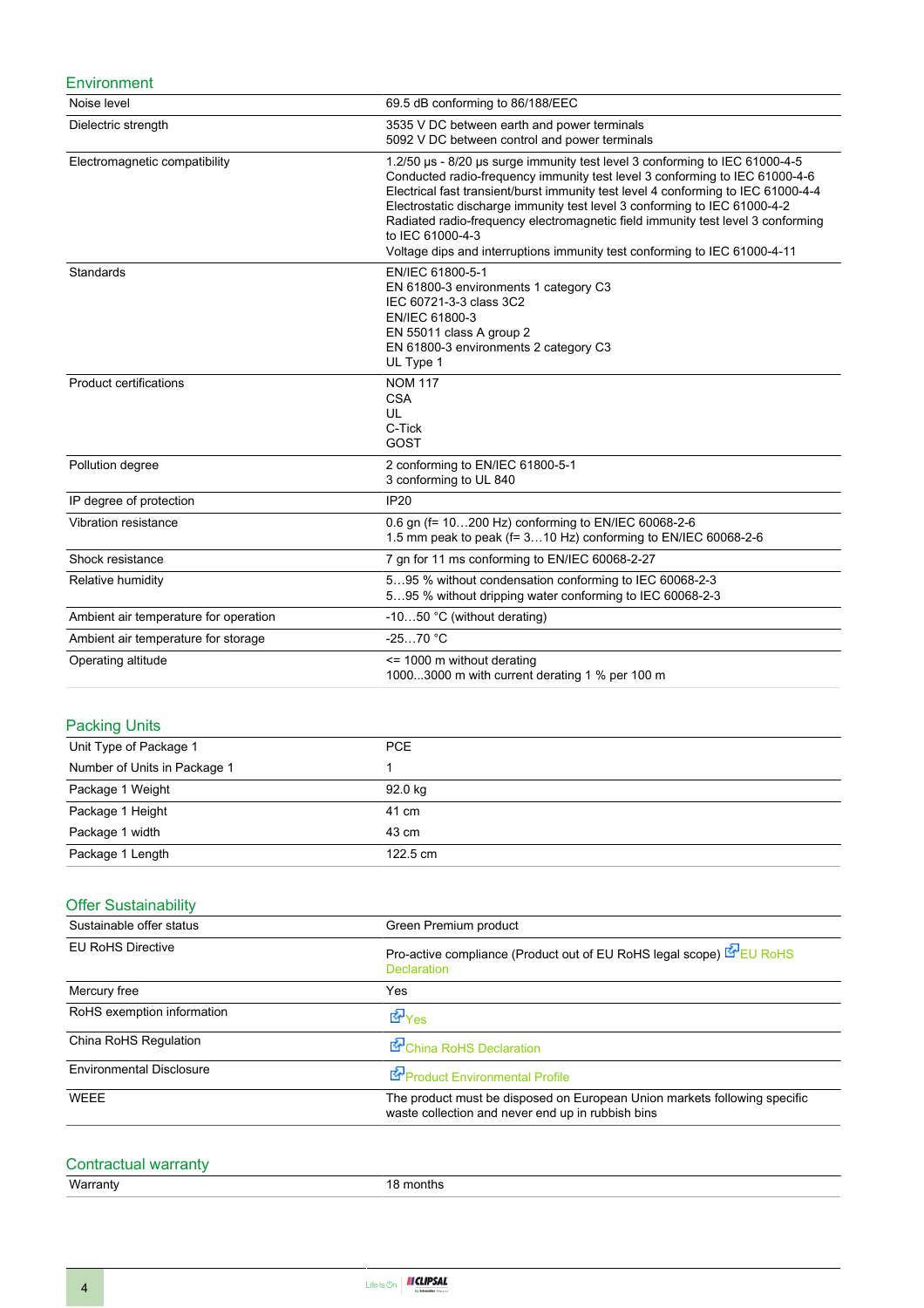## Environment

| | |
|---|---|
| Noise level | 69.5 dB conforming to 86/188/EEC |
| Dielectric strength | 3535 V DC between earth and power terminals<br>5092 V DC between control and power terminals |
| Electromagnetic compatibility | 1.2/50 µs - 8/20 µs surge immunity test level 3 conforming to IEC 61000-4-5<br>Conducted radio-frequency immunity test level 3 conforming to IEC 61000-4-6<br>Electrical fast transient/burst immunity test level 4 conforming to IEC 61000-4-4<br>Electrostatic discharge immunity test level 3 conforming to IEC 61000-4-2<br>Radiated radio-frequency electromagnetic field immunity test level 3 conforming to IEC 61000-4-3<br>Voltage dips and interruptions immunity test conforming to IEC 61000-4-11 |
| Standards | EN/IEC 61800-5-1<br>EN 61800-3 environments 1 category C3<br>IEC 60721-3-3 class 3C2<br>EN/IEC 61800-3<br>EN 55011 class A group 2<br>EN 61800-3 environments 2 category C3<br>UL Type 1 |
| Product certifications | NOM 117<br>CSA<br>UL<br>C-Tick<br>GOST |
| Pollution degree | 2 conforming to EN/IEC 61800-5-1<br>3 conforming to UL 840 |
| IP degree of protection | IP20 |
| Vibration resistance | 0.6 gn (f= 10…200 Hz) conforming to EN/IEC 60068-2-6<br>1.5 mm peak to peak (f= 3…10 Hz) conforming to EN/IEC 60068-2-6 |
| Shock resistance | 7 gn for 11 ms conforming to EN/IEC 60068-2-27 |
| Relative humidity | 5…95 % without condensation conforming to IEC 60068-2-3<br>5…95 % without dripping water conforming to IEC 60068-2-3 |
| Ambient air temperature for operation | -10…50 °C (without derating) |
| Ambient air temperature for storage | -25…70 °C |
| Operating altitude | <= 1000 m without derating<br>1000...3000 m with current derating 1 % per 100 m |

## Packing Units

| | |
|---|---|
| Unit Type of Package 1 | PCE |
| Number of Units in Package 1 | 1 |
| Package 1 Weight | 92.0 kg |
| Package 1 Height | 41 cm |
| Package 1 width | 43 cm |
| Package 1 Length | 122.5 cm |

## Offer Sustainability

| | |
|---|---|
| Sustainable offer status | Green Premium product |
| EU RoHS Directive | Pro-active compliance (Product out of EU RoHS legal scope) EU RoHS Declaration |
| Mercury free | Yes |
| RoHS exemption information | Yes |
| China RoHS Regulation | China RoHS Declaration |
| Environmental Disclosure | Product Environmental Profile |
| WEEE | The product must be disposed on European Union markets following specific waste collection and never end up in rubbish bins |

## Contractual warranty

| | |
|---|---|
| Warranty | 18 months |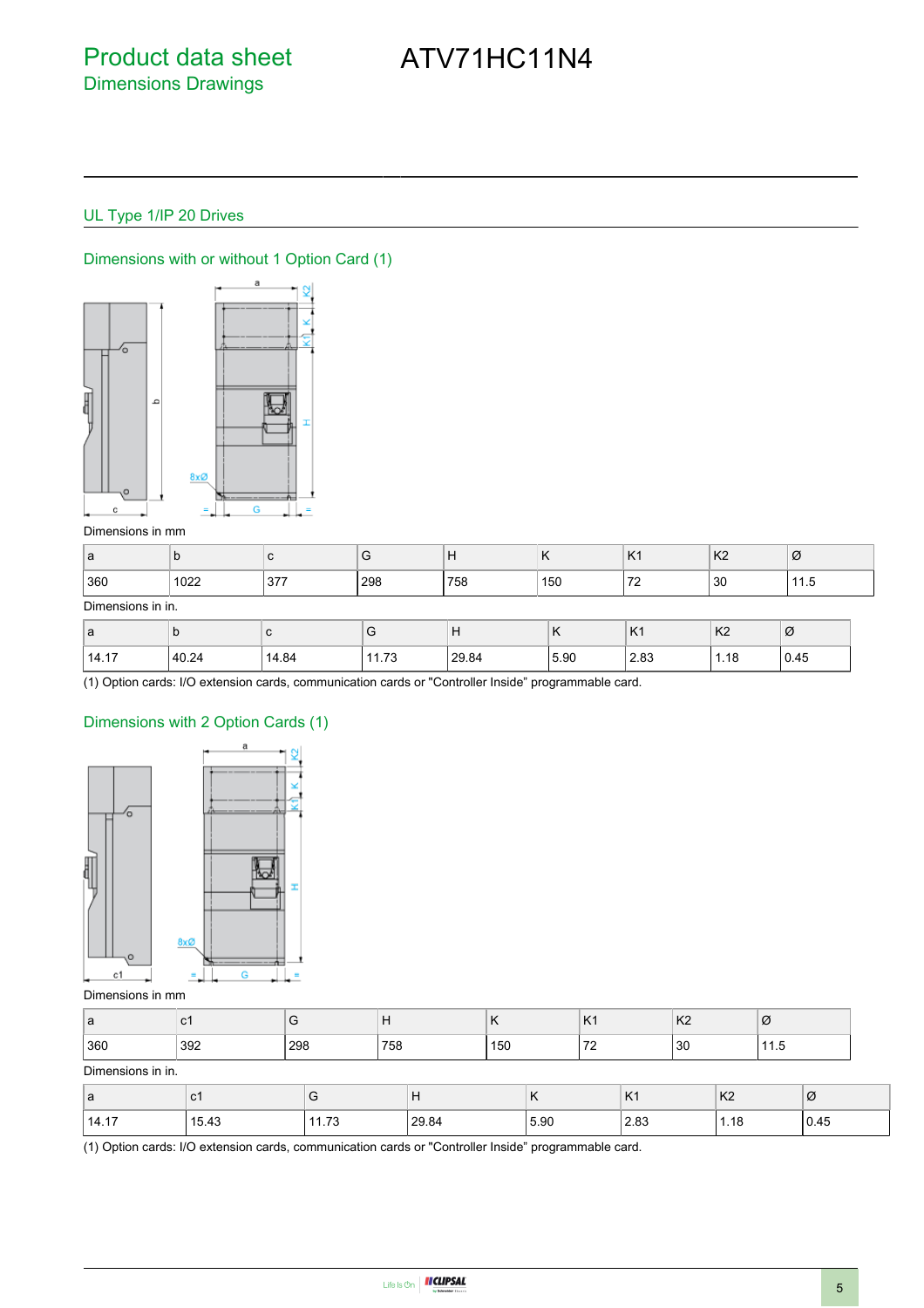# Product data sheet

## Dimensions Drawings

ATV71HC11N4

### UL Type 1/IP 20 Drives

#### Dimensions with or without 1 Option Card (1)

Dimensions in mm

| a | b | c | G | H | K | K1 | K2 | Ø |
|---|---|---|---|---|---|---|---|---|
| 360 | 1022 | 377 | 298 | 758 | 150 | 72 | 30 | 11.5 |

Dimensions in in.

| a | b | c | G | H | K | K1 | K2 | Ø |
|---|---|---|---|---|---|---|---|---|
| 14.17 | 40.24 | 14.84 | 11.73 | 29.84 | 5.90 | 2.83 | 1.18 | 0.45 |

(1) Option cards: I/O extension cards, communication cards or "Controller Inside" programmable card.

#### Dimensions with 2 Option Cards (1)

Dimensions in mm

| a | c1 | G | H | K | K1 | K2 | Ø |
|---|---|---|---|---|---|---|---|
| 360 | 392 | 298 | 758 | 150 | 72 | 30 | 11.5 |

Dimensions in in.

| a | c1 | G | H | K | K1 | K2 | Ø |
|---|---|---|---|---|---|---|---|
| 14.17 | 15.43 | 11.73 | 29.84 | 5.90 | 2.83 | 1.18 | 0.45 |

(1) Option cards: I/O extension cards, communication cards or "Controller Inside" programmable card.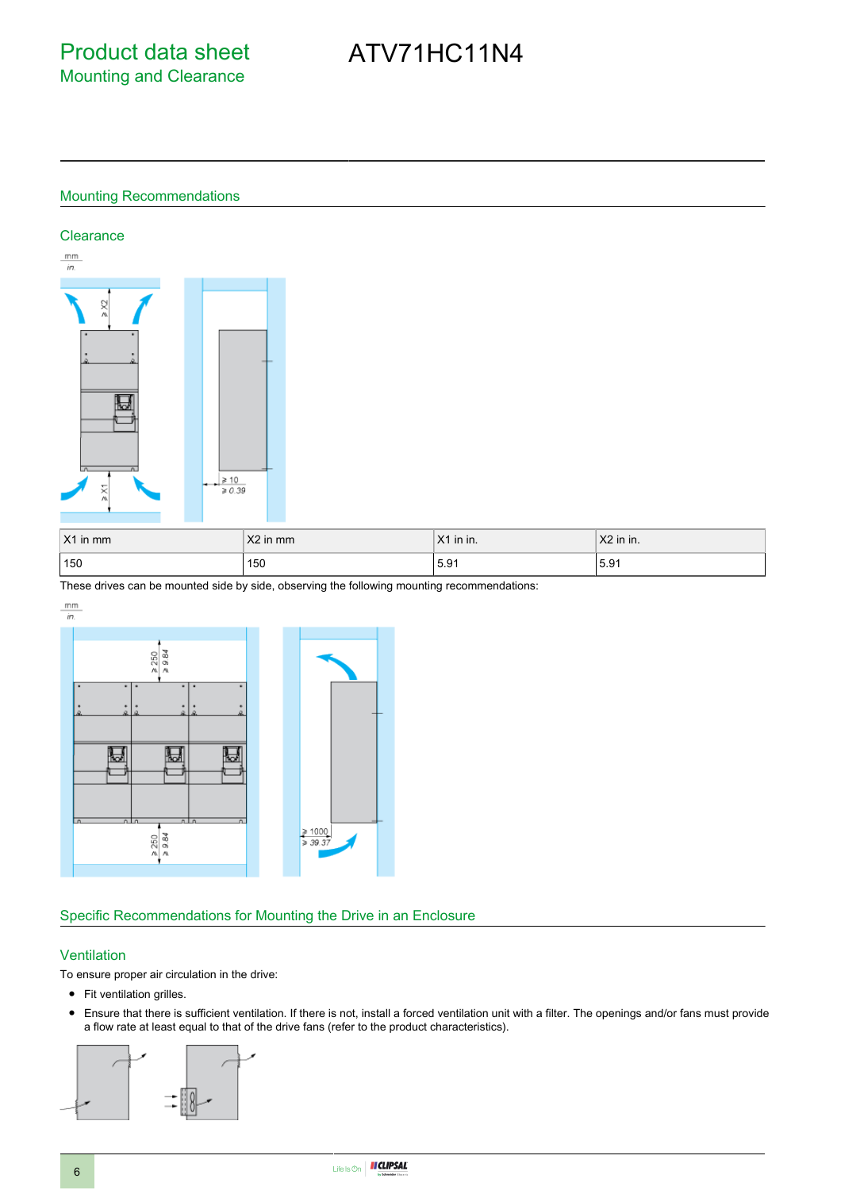# Product data sheet
## Mounting and Clearance

# ATV71HC11N4

## Mounting Recommendations

### Clearance

| X1 in mm | X2 in mm | X1 in in. | X2 in in. |
|---|---|---|---|
| 150 | 150 | 5.91 | 5.91 |

These drives can be mounted side by side, observing the following mounting recommendations:

## Specific Recommendations for Mounting the Drive in an Enclosure

### Ventilation

To ensure proper air circulation in the drive:

- Fit ventilation grilles.
- Ensure that there is sufficient ventilation. If there is not, install a forced ventilation unit with a filter. The openings and/or fans must provide a flow rate at least equal to that of the drive fans (refer to the product characteristics).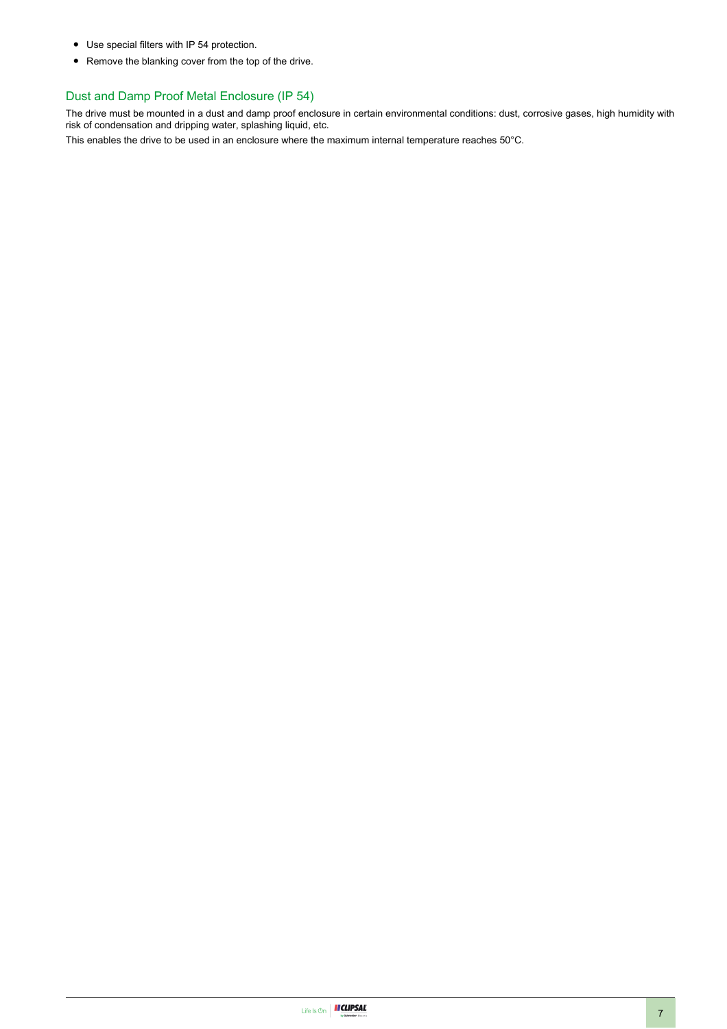- Use special filters with IP 54 protection.
- Remove the blanking cover from the top of the drive.

## Dust and Damp Proof Metal Enclosure (IP 54)

The drive must be mounted in a dust and damp proof enclosure in certain environmental conditions: dust, corrosive gases, high humidity with risk of condensation and dripping water, splashing liquid, etc.

This enables the drive to be used in an enclosure where the maximum internal temperature reaches 50°C.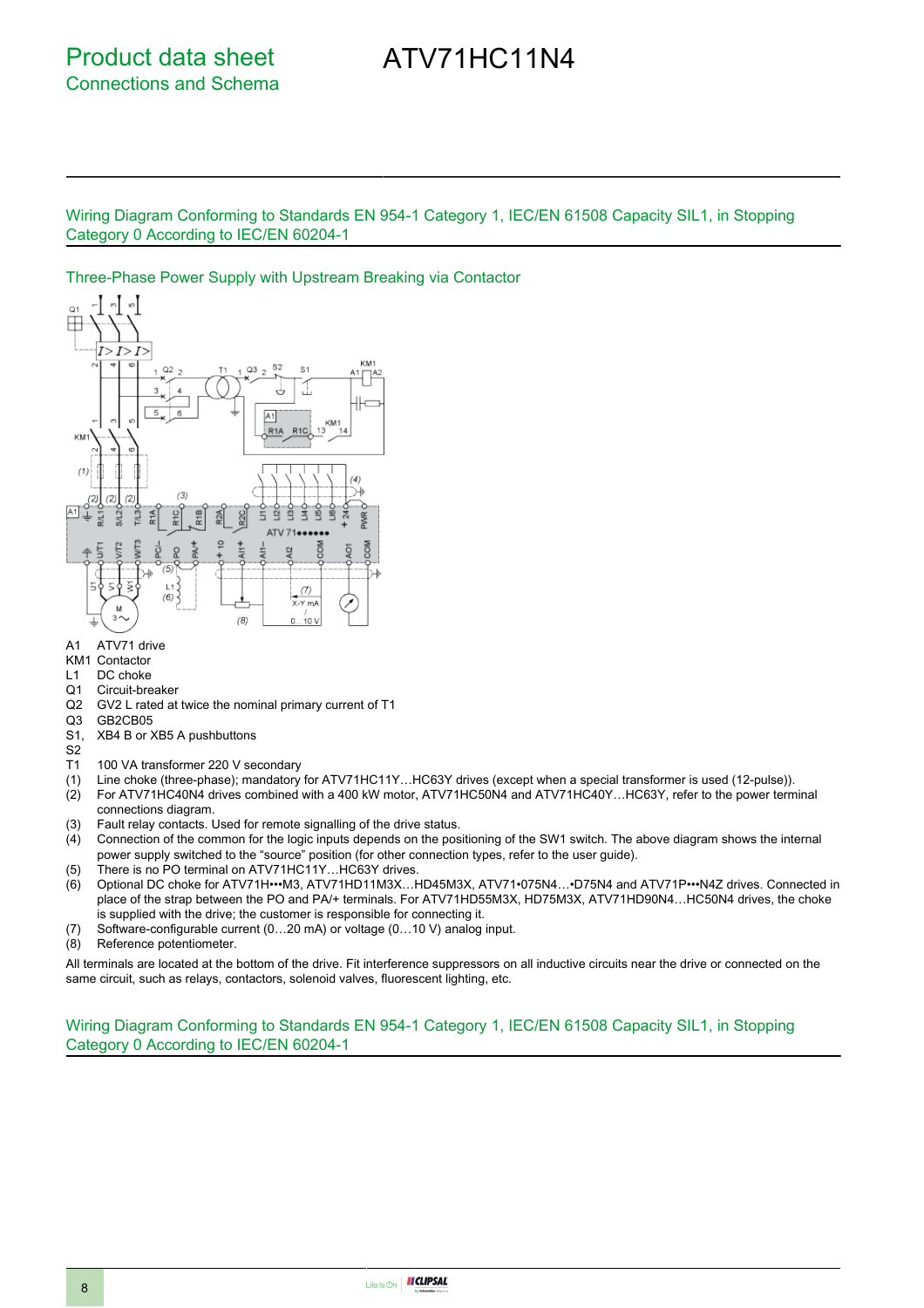# Product data sheet
## Connections and Schema

# ATV71HC11N4

## Wiring Diagram Conforming to Standards EN 954-1 Category 1, IEC/EN 61508 Capacity SIL1, in Stopping Category 0 According to IEC/EN 60204-1

### Three-Phase Power Supply with Upstream Breaking via Contactor

A1 ATV71 drive
KM1 Contactor
L1 DC choke
Q1 Circuit-breaker
Q2 GV2 L rated at twice the nominal primary current of T1
Q3 GB2CB05
S1, S2 XB4 B or XB5 A pushbuttons
T1 100 VA transformer 220 V secondary

(1) Line choke (three-phase); mandatory for ATV71HC11Y…HC63Y drives (except when a special transformer is used (12-pulse)).
(2) For ATV71HC40N4 drives combined with a 400 kW motor, ATV71HC50N4 and ATV71HC40Y…HC63Y, refer to the power terminal connections diagram.
(3) Fault relay contacts. Used for remote signalling of the drive status.
(4) Connection of the common for the logic inputs depends on the positioning of the SW1 switch. The above diagram shows the internal power supply switched to the "source" position (for other connection types, refer to the user guide).
(5) There is no PO terminal on ATV71HC11Y…HC63Y drives.
(6) Optional DC choke for ATV71H•••M3, ATV71HD11M3X…HD45M3X, ATV71•075N4…•D75N4 and ATV71P•••N4Z drives. Connected in place of the strap between the PO and PA/+ terminals. For ATV71HD55M3X, HD75M3X, ATV71HD90N4…HC50N4 drives, the choke is supplied with the drive; the customer is responsible for connecting it.
(7) Software-configurable current (0…20 mA) or voltage (0…10 V) analog input.
(8) Reference potentiometer.

All terminals are located at the bottom of the drive. Fit interference suppressors on all inductive circuits near the drive or connected on the same circuit, such as relays, contactors, solenoid valves, fluorescent lighting, etc.

## Wiring Diagram Conforming to Standards EN 954-1 Category 1, IEC/EN 61508 Capacity SIL1, in Stopping Category 0 According to IEC/EN 60204-1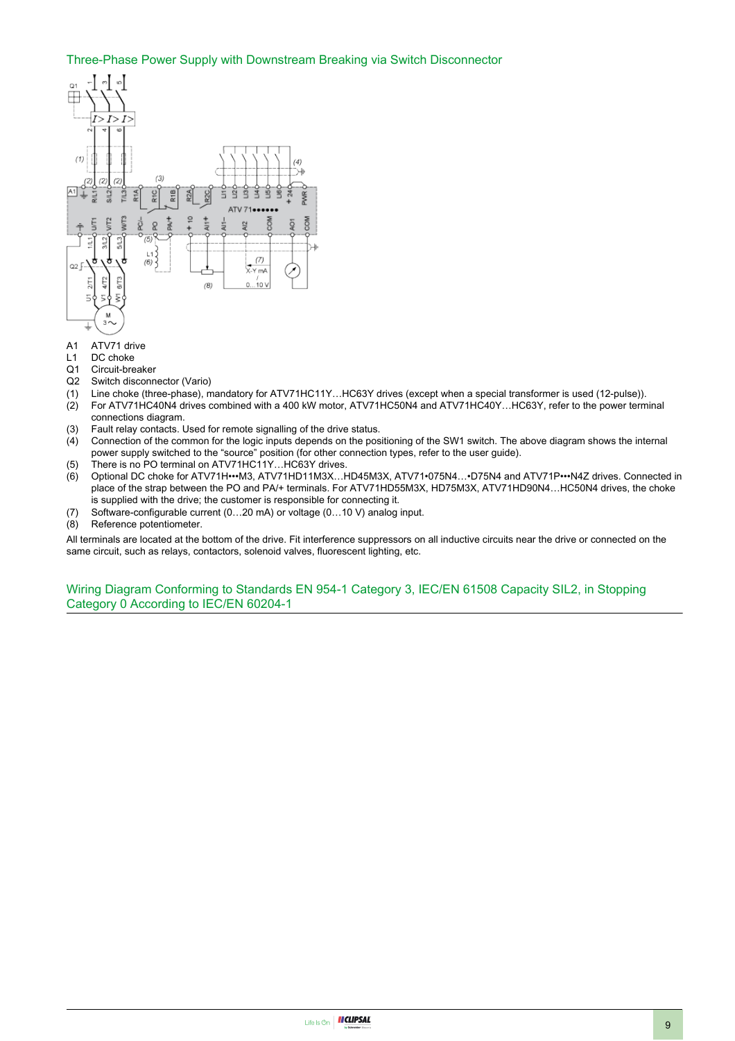## Three-Phase Power Supply with Downstream Breaking via Switch Disconnector

A1 ATV71 drive
L1 DC choke
Q1 Circuit-breaker
Q2 Switch disconnector (Vario)
(1) Line choke (three-phase), mandatory for ATV71HC11Y…HC63Y drives (except when a special transformer is used (12-pulse)).
(2) For ATV71HC40N4 drives combined with a 400 kW motor, ATV71HC50N4 and ATV71HC40Y…HC63Y, refer to the power terminal connections diagram.
(3) Fault relay contacts. Used for remote signalling of the drive status.
(4) Connection of the common for the logic inputs depends on the positioning of the SW1 switch. The above diagram shows the internal power supply switched to the "source" position (for other connection types, refer to the user guide).
(5) There is no PO terminal on ATV71HC11Y…HC63Y drives.
(6) Optional DC choke for ATV71H•••M3, ATV71HD11M3X…HD45M3X, ATV71•075N4…•D75N4 and ATV71P•••N4Z drives. Connected in place of the strap between the PO and PA/+ terminals. For ATV71HD55M3X, HD75M3X, ATV71HD90N4…HC50N4 drives, the choke is supplied with the drive; the customer is responsible for connecting it.
(7) Software-configurable current (0…20 mA) or voltage (0…10 V) analog input.
(8) Reference potentiometer.

All terminals are located at the bottom of the drive. Fit interference suppressors on all inductive circuits near the drive or connected on the same circuit, such as relays, contactors, solenoid valves, fluorescent lighting, etc.

## Wiring Diagram Conforming to Standards EN 954-1 Category 3, IEC/EN 61508 Capacity SIL2, in Stopping Category 0 According to IEC/EN 60204-1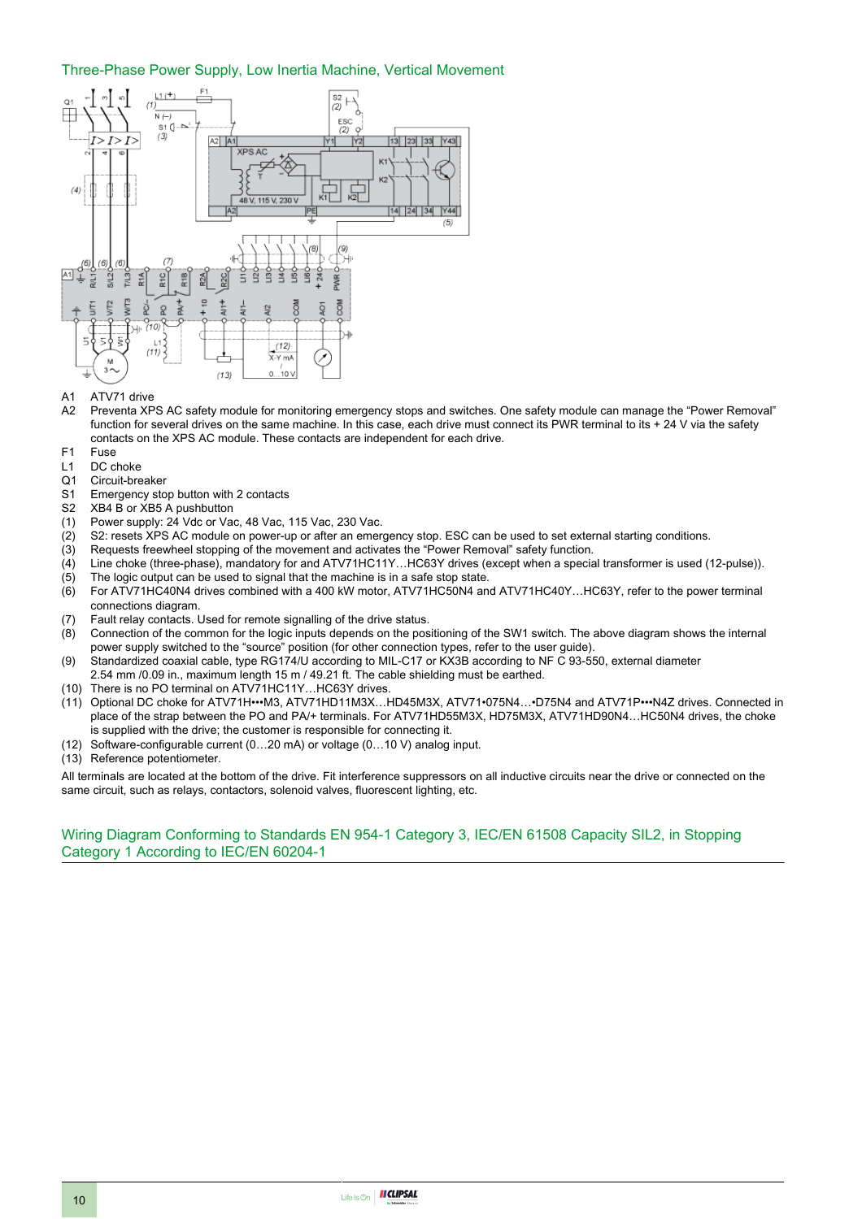## Three-Phase Power Supply, Low Inertia Machine, Vertical Movement

- A1 ATV71 drive
- A2 Preventa XPS AC safety module for monitoring emergency stops and switches. One safety module can manage the “Power Removal” function for several drives on the same machine. In this case, each drive must connect its PWR terminal to its + 24 V via the safety contacts on the XPS AC module. These contacts are independent for each drive.
- F1 Fuse
- L1 DC choke
- Q1 Circuit-breaker
- S1 Emergency stop button with 2 contacts
- S2 XB4 B or XB5 A pushbutton
- (1) Power supply: 24 Vdc or Vac, 48 Vac, 115 Vac, 230 Vac.
- (2) S2: resets XPS AC module on power-up or after an emergency stop. ESC can be used to set external starting conditions.
- (3) Requests freewheel stopping of the movement and activates the “Power Removal” safety function.
- (4) Line choke (three-phase), mandatory for and ATV71HC11Y…HC63Y drives (except when a special transformer is used (12-pulse)).
- (5) The logic output can be used to signal that the machine is in a safe stop state.
- (6) For ATV71HC40N4 drives combined with a 400 kW motor, ATV71HC50N4 and ATV71HC40Y…HC63Y, refer to the power terminal connections diagram.
- (7) Fault relay contacts. Used for remote signalling of the drive status.
- (8) Connection of the common for the logic inputs depends on the positioning of the SW1 switch. The above diagram shows the internal power supply switched to the “source” position (for other connection types, refer to the user guide).
- (9) Standardized coaxial cable, type RG174/U according to MIL-C17 or KX3B according to NF C 93-550, external diameter 2.54 mm /0.09 in., maximum length 15 m / 49.21 ft. The cable shielding must be earthed.
- (10) There is no PO terminal on ATV71HC11Y…HC63Y drives.
- (11) Optional DC choke for ATV71H•••M3, ATV71HD11M3X…HD45M3X, ATV71•075N4…•D75N4 and ATV71P•••N4Z drives. Connected in place of the strap between the PO and PA/+ terminals. For ATV71HD55M3X, HD75M3X, ATV71HD90N4…HC50N4 drives, the choke is supplied with the drive; the customer is responsible for connecting it.
- (12) Software-configurable current (0…20 mA) or voltage (0…10 V) analog input.
- (13) Reference potentiometer.

All terminals are located at the bottom of the drive. Fit interference suppressors on all inductive circuits near the drive or connected on the same circuit, such as relays, contactors, solenoid valves, fluorescent lighting, etc.

## Wiring Diagram Conforming to Standards EN 954-1 Category 3, IEC/EN 61508 Capacity SIL2, in Stopping Category 1 According to IEC/EN 60204-1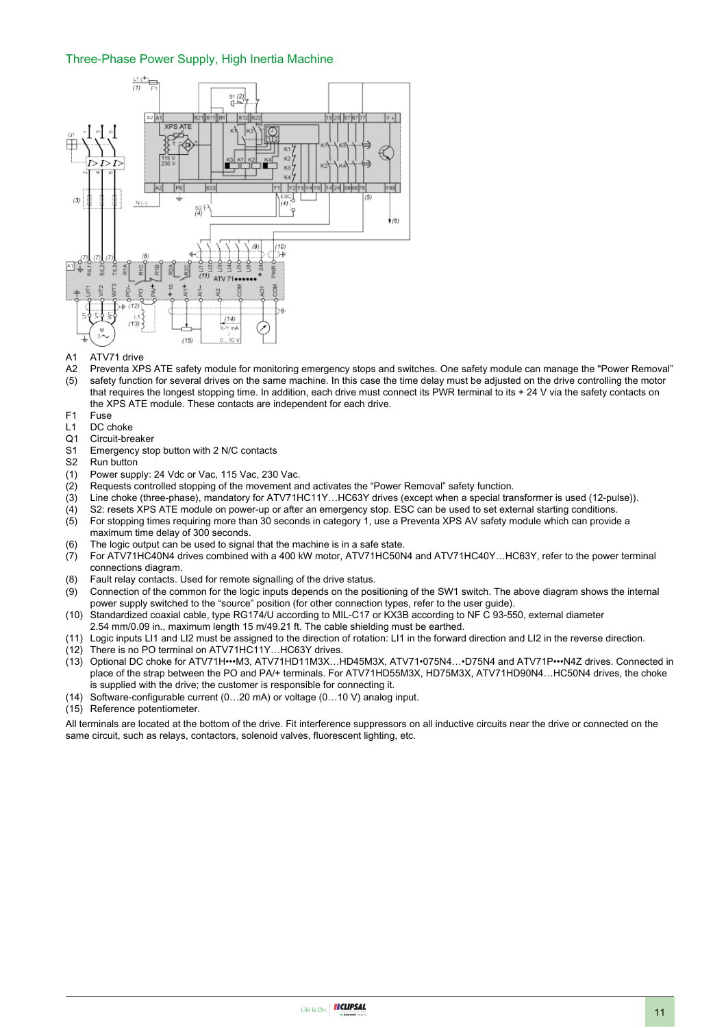## Three-Phase Power Supply, High Inertia Machine

A1 ATV71 drive

A2 (5) Preventa XPS ATE safety module for monitoring emergency stops and switches. One safety module can manage the "Power Removal" safety function for several drives on the same machine. In this case the time delay must be adjusted on the drive controlling the motor that requires the longest stopping time. In addition, each drive must connect its PWR terminal to its + 24 V via the safety contacts on the XPS ATE module. These contacts are independent for each drive.

F1 Fuse

L1 DC choke

Q1 Circuit-breaker

S1 Emergency stop button with 2 N/C contacts

S2 Run button

(1) Power supply: 24 Vdc or Vac, 115 Vac, 230 Vac.

(2) Requests controlled stopping of the movement and activates the "Power Removal" safety function.

(3) Line choke (three-phase), mandatory for ATV71HC11Y…HC63Y drives (except when a special transformer is used (12-pulse)).

(4) S2: resets XPS ATE module on power-up or after an emergency stop. ESC can be used to set external starting conditions.

(5) For stopping times requiring more than 30 seconds in category 1, use a Preventa XPS AV safety module which can provide a maximum time delay of 300 seconds.

(6) The logic output can be used to signal that the machine is in a safe state.

(7) For ATV71HC40N4 drives combined with a 400 kW motor, ATV71HC50N4 and ATV71HC40Y…HC63Y, refer to the power terminal connections diagram.

(8) Fault relay contacts. Used for remote signalling of the drive status.

(9) Connection of the common for the logic inputs depends on the positioning of the SW1 switch. The above diagram shows the internal power supply switched to the "source" position (for other connection types, refer to the user guide).

(10) Standardized coaxial cable, type RG174/U according to MIL-C17 or KX3B according to NF C 93-550, external diameter 2.54 mm/0.09 in., maximum length 15 m/49.21 ft. The cable shielding must be earthed.

(11) Logic inputs LI1 and LI2 must be assigned to the direction of rotation: LI1 in the forward direction and LI2 in the reverse direction.

(12) There is no PO terminal on ATV71HC11Y…HC63Y drives.

(13) Optional DC choke for ATV71H•••M3, ATV71HD11M3X…HD45M3X, ATV71•075N4…•D75N4 and ATV71P•••N4Z drives. Connected in place of the strap between the PO and PA/+ terminals. For ATV71HD55M3X, HD75M3X, ATV71HD90N4…HC50N4 drives, the choke is supplied with the drive; the customer is responsible for connecting it.

(14) Software-configurable current (0…20 mA) or voltage (0…10 V) analog input.

(15) Reference potentiometer.

All terminals are located at the bottom of the drive. Fit interference suppressors on all inductive circuits near the drive or connected on the same circuit, such as relays, contactors, solenoid valves, fluorescent lighting, etc.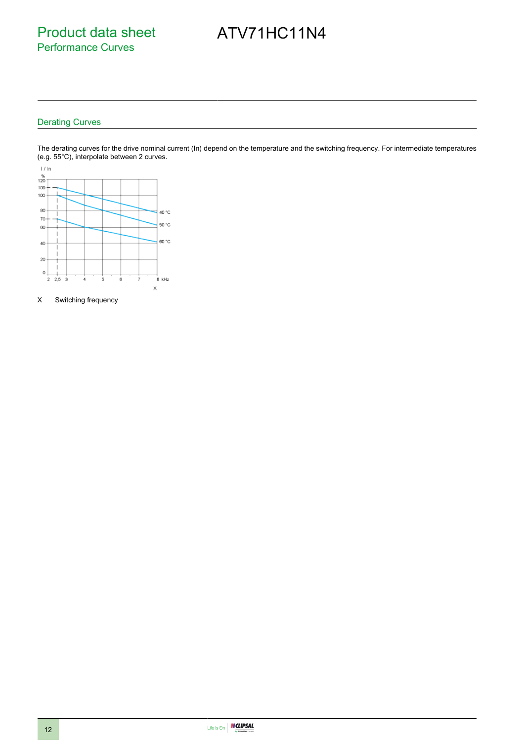# Product data sheet
## Performance Curves

# ATV71HC11N4

## Derating Curves

The derating curves for the drive nominal current (In) depend on the temperature and the switching frequency. For intermediate temperatures (e.g. 55°C), interpolate between 2 curves.

I / In
%
120
109
100
80
70
60
40
20
0
2
2,5
3
4
5
6
7
8 kHz
X
40 °C
50 °C
60 °C

X Switching frequency